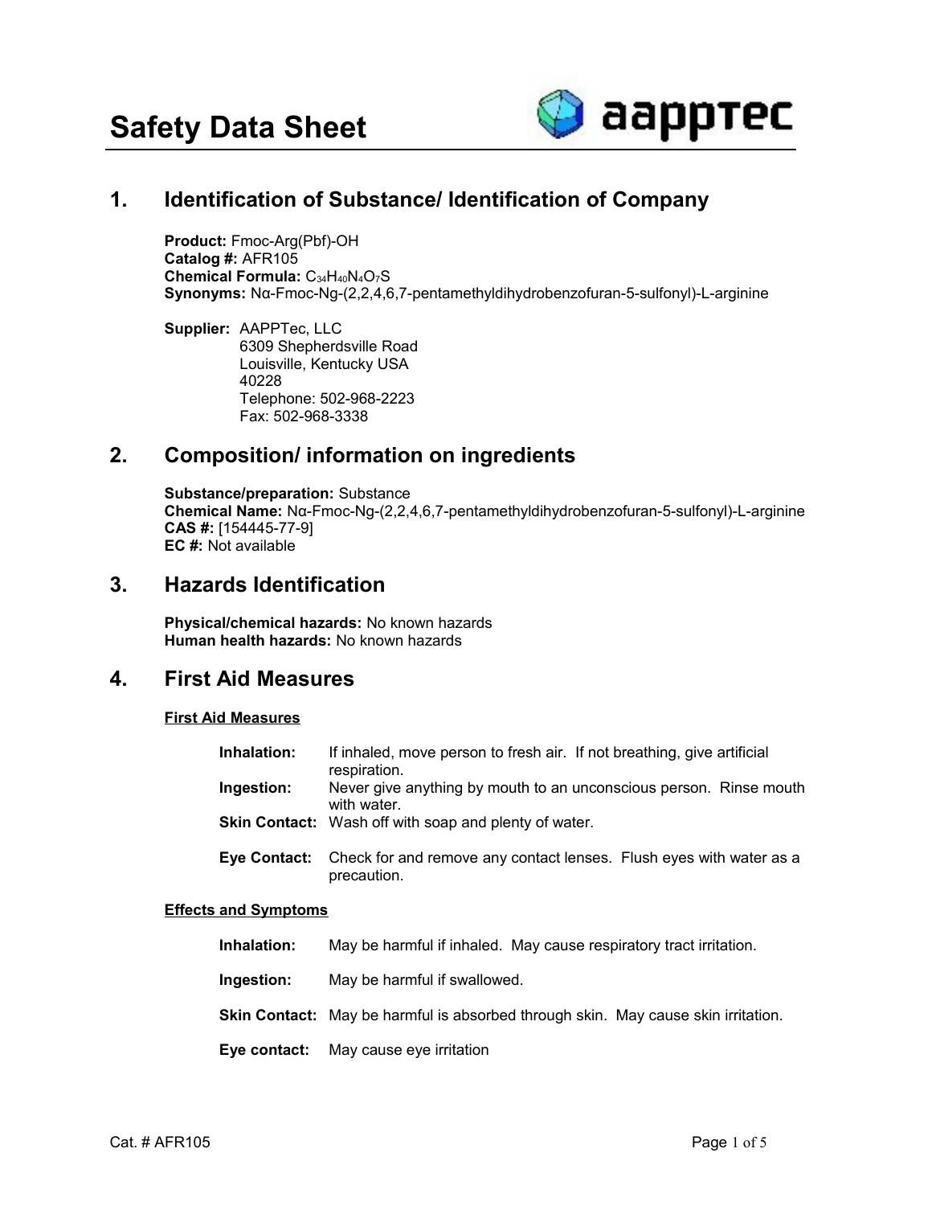# Safety Data Sheet

## 1. Identification of Substance/ Identification of Company

**Product:** Fmoc-Arg(Pbf)-OH
**Catalog #:** AFR105
**Chemical Formula:** $C_{34}H_{40}N_4O_7S$
**Synonyms:** Nα-Fmoc-Ng-(2,2,4,6,7-pentamethyldihydrobenzofuran-5-sulfonyl)-L-arginine

**Supplier:** AAPPTec, LLC
6309 Shepherdsville Road
Louisville, Kentucky USA
40228
Telephone: 502-968-2223
Fax: 502-968-3338

## 2. Composition/ information on ingredients

**Substance/preparation:** Substance
**Chemical Name:** Nα-Fmoc-Ng-(2,2,4,6,7-pentamethyldihydrobenzofuran-5-sulfonyl)-L-arginine
**CAS #:** [154445-77-9]
**EC #:** Not available

## 3. Hazards Identification

**Physical/chemical hazards:** No known hazards
**Human health hazards:** No known hazards

## 4. First Aid Measures

### First Aid Measures

**Inhalation:** If inhaled, move person to fresh air. If not breathing, give artificial respiration.

**Ingestion:** Never give anything by mouth to an unconscious person. Rinse mouth with water.

**Skin Contact:** Wash off with soap and plenty of water.

**Eye Contact:** Check for and remove any contact lenses. Flush eyes with water as a precaution.

### Effects and Symptoms

**Inhalation:** May be harmful if inhaled. May cause respiratory tract irritation.

**Ingestion:** May be harmful if swallowed.

**Skin Contact:** May be harmful is absorbed through skin. May cause skin irritation.

**Eye contact:** May cause eye irritation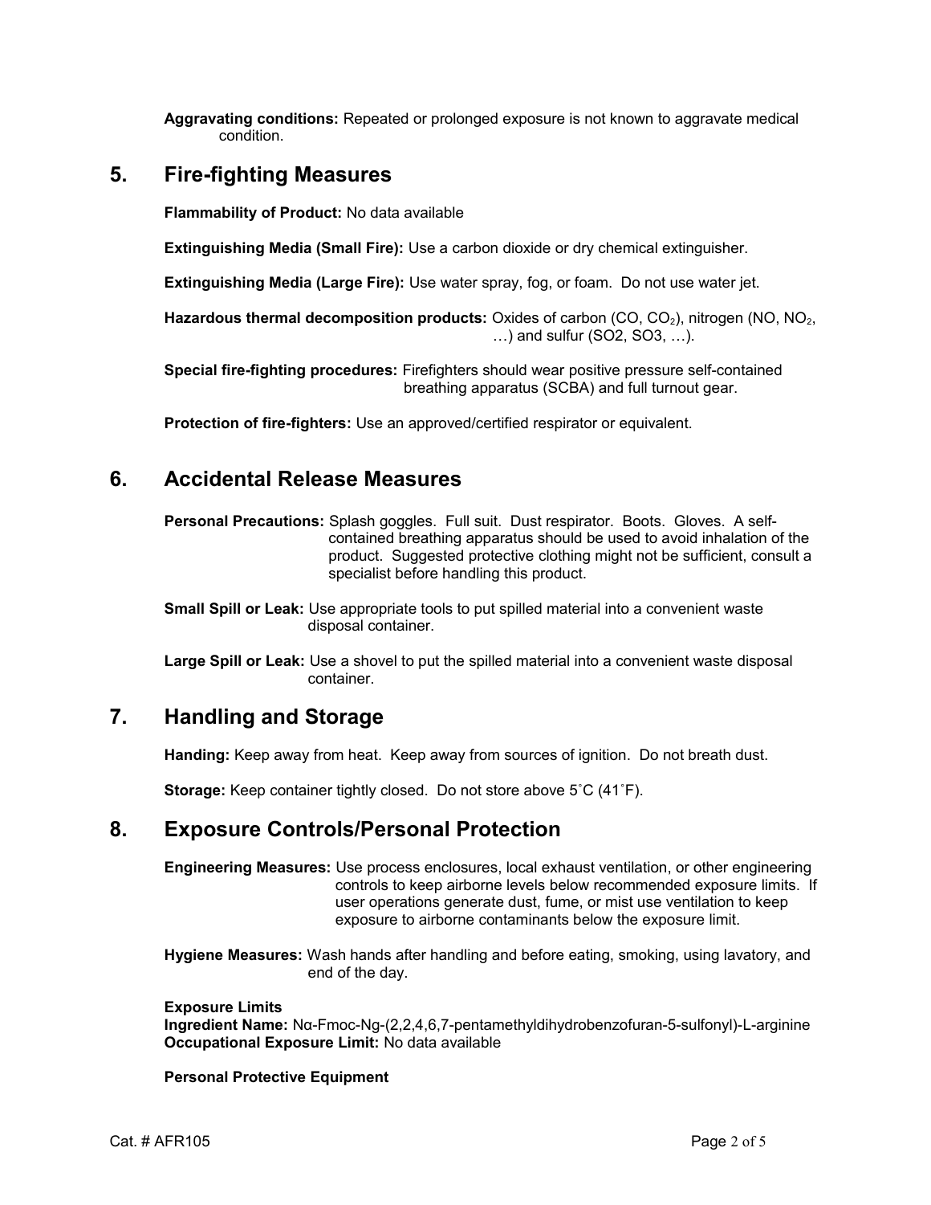**Aggravating conditions:** Repeated or prolonged exposure is not known to aggravate medical condition.

## 5. Fire-fighting Measures

**Flammability of Product:** No data available

**Extinguishing Media (Small Fire):** Use a carbon dioxide or dry chemical extinguisher.

**Extinguishing Media (Large Fire):** Use water spray, fog, or foam. Do not use water jet.

**Hazardous thermal decomposition products:** Oxides of carbon (CO, $CO_2$), nitrogen (NO, $NO_2$, …) and sulfur (SO2, SO3, …).

**Special fire-fighting procedures:** Firefighters should wear positive pressure self-contained breathing apparatus (SCBA) and full turnout gear.

**Protection of fire-fighters:** Use an approved/certified respirator or equivalent.

## 6. Accidental Release Measures

**Personal Precautions:** Splash goggles. Full suit. Dust respirator. Boots. Gloves. A self-contained breathing apparatus should be used to avoid inhalation of the product. Suggested protective clothing might not be sufficient, consult a specialist before handling this product.

**Small Spill or Leak:** Use appropriate tools to put spilled material into a convenient waste disposal container.

**Large Spill or Leak:** Use a shovel to put the spilled material into a convenient waste disposal container.

## 7. Handling and Storage

**Handing:** Keep away from heat. Keep away from sources of ignition. Do not breath dust.

**Storage:** Keep container tightly closed. Do not store above 5˚C (41˚F).

## 8. Exposure Controls/Personal Protection

**Engineering Measures:** Use process enclosures, local exhaust ventilation, or other engineering controls to keep airborne levels below recommended exposure limits. If user operations generate dust, fume, or mist use ventilation to keep exposure to airborne contaminants below the exposure limit.

**Hygiene Measures:** Wash hands after handling and before eating, smoking, using lavatory, and end of the day.

**Exposure Limits**
**Ingredient Name:** Nα-Fmoc-Ng-(2,2,4,6,7-pentamethyldihydrobenzofuran-5-sulfonyl)-L-arginine
**Occupational Exposure Limit:** No data available

**Personal Protective Equipment**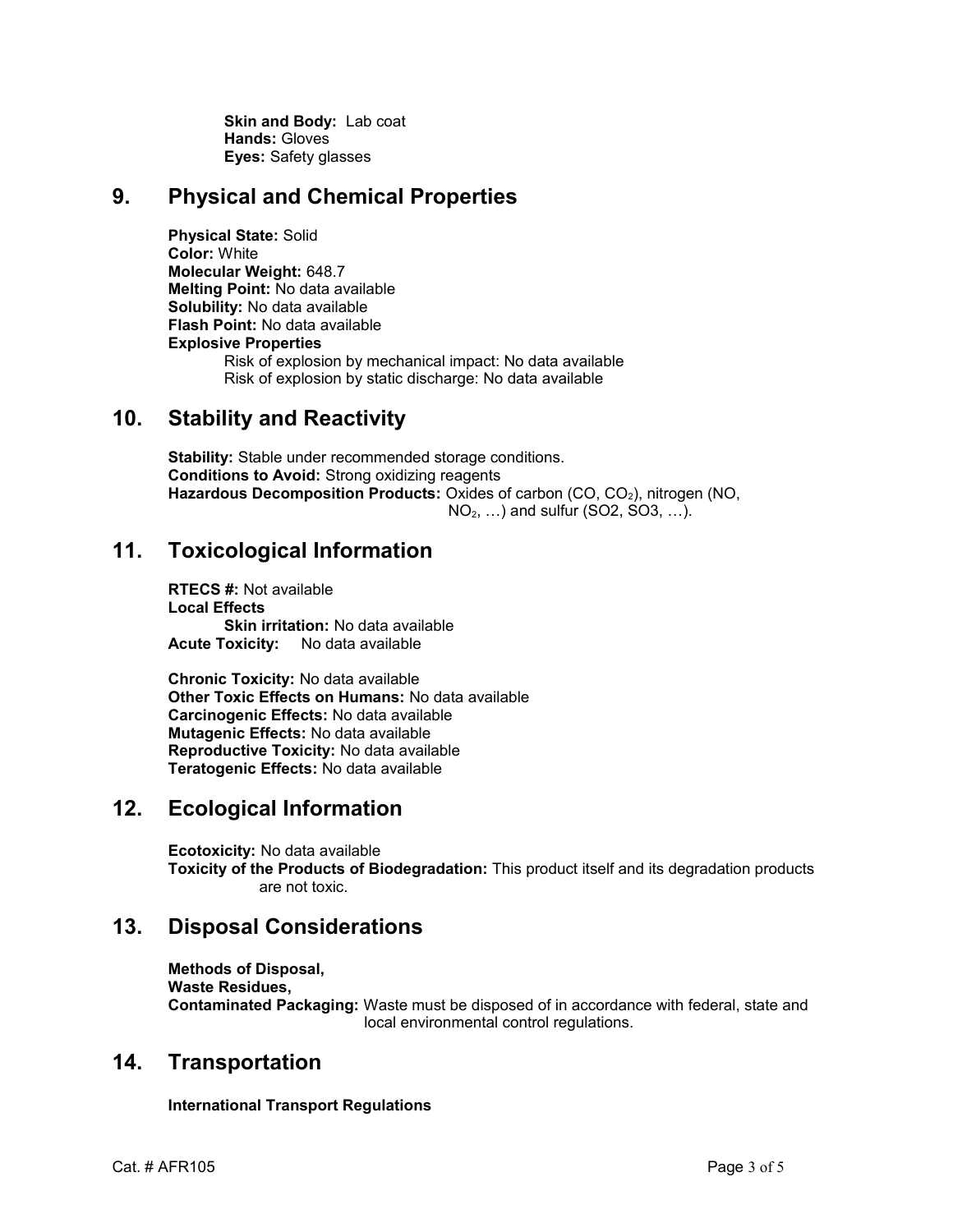**Skin and Body:** Lab coat
**Hands:** Gloves
**Eyes:** Safety glasses

## 9. Physical and Chemical Properties

**Physical State:** Solid
**Color:** White
**Molecular Weight:** 648.7
**Melting Point:** No data available
**Solubility:** No data available
**Flash Point:** No data available
**Explosive Properties**
Risk of explosion by mechanical impact: No data available
Risk of explosion by static discharge: No data available

## 10. Stability and Reactivity

**Stability:** Stable under recommended storage conditions.
**Conditions to Avoid:** Strong oxidizing reagents
**Hazardous Decomposition Products:** Oxides of carbon (CO, $CO_2$), nitrogen (NO, $NO_2$, …) and sulfur (SO2, SO3, …).

## 11. Toxicological Information

**RTECS #:** Not available
**Local Effects**
**Skin irritation:** No data available
**Acute Toxicity:** No data available

**Chronic Toxicity:** No data available
**Other Toxic Effects on Humans:** No data available
**Carcinogenic Effects:** No data available
**Mutagenic Effects:** No data available
**Reproductive Toxicity:** No data available
**Teratogenic Effects:** No data available

## 12. Ecological Information

**Ecotoxicity:** No data available
**Toxicity of the Products of Biodegradation:** This product itself and its degradation products are not toxic.

## 13. Disposal Considerations

**Methods of Disposal,**
**Waste Residues,**
**Contaminated Packaging:** Waste must be disposed of in accordance with federal, state and local environmental control regulations.

## 14. Transportation

**International Transport Regulations**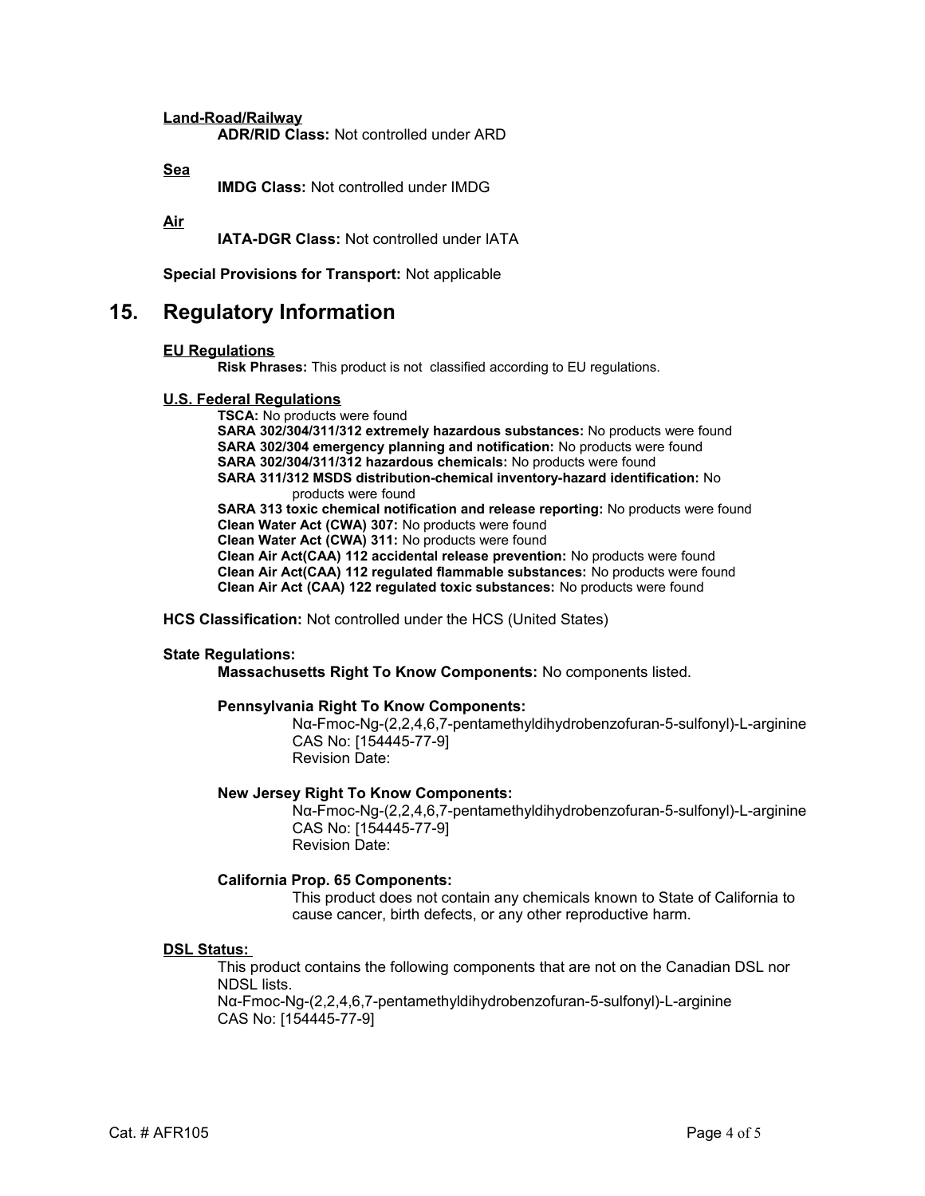**Land-Road/Railway**

**ADR/RID Class:** Not controlled under ARD

**Sea**

**IMDG Class:** Not controlled under IMDG

**Air**

**IATA-DGR Class:** Not controlled under IATA

**Special Provisions for Transport:** Not applicable

# 15. Regulatory Information

**EU Regulations**

**Risk Phrases:** This product is not classified according to EU regulations.

**U.S. Federal Regulations**

**TSCA:** No products were found
**SARA 302/304/311/312 extremely hazardous substances:** No products were found
**SARA 302/304 emergency planning and notification:** No products were found
**SARA 302/304/311/312 hazardous chemicals:** No products were found
**SARA 311/312 MSDS distribution-chemical inventory-hazard identification:** No products were found
**SARA 313 toxic chemical notification and release reporting:** No products were found
**Clean Water Act (CWA) 307:** No products were found
**Clean Water Act (CWA) 311:** No products were found
**Clean Air Act(CAA) 112 accidental release prevention:** No products were found
**Clean Air Act(CAA) 112 regulated flammable substances:** No products were found
**Clean Air Act (CAA) 122 regulated toxic substances:** No products were found

**HCS Classification:** Not controlled under the HCS (United States)

**State Regulations:**

**Massachusetts Right To Know Components:** No components listed.

**Pennsylvania Right To Know Components:**
Nα-Fmoc-Ng-(2,2,4,6,7-pentamethyldihydrobenzofuran-5-sulfonyl)-L-arginine
CAS No: [154445-77-9]
Revision Date:

**New Jersey Right To Know Components:**
Nα-Fmoc-Ng-(2,2,4,6,7-pentamethyldihydrobenzofuran-5-sulfonyl)-L-arginine
CAS No: [154445-77-9]
Revision Date:

**California Prop. 65 Components:**
This product does not contain any chemicals known to State of California to cause cancer, birth defects, or any other reproductive harm.

**DSL Status:**

This product contains the following components that are not on the Canadian DSL nor NDSL lists.
Nα-Fmoc-Ng-(2,2,4,6,7-pentamethyldihydrobenzofuran-5-sulfonyl)-L-arginine
CAS No: [154445-77-9]

Cat. # AFR105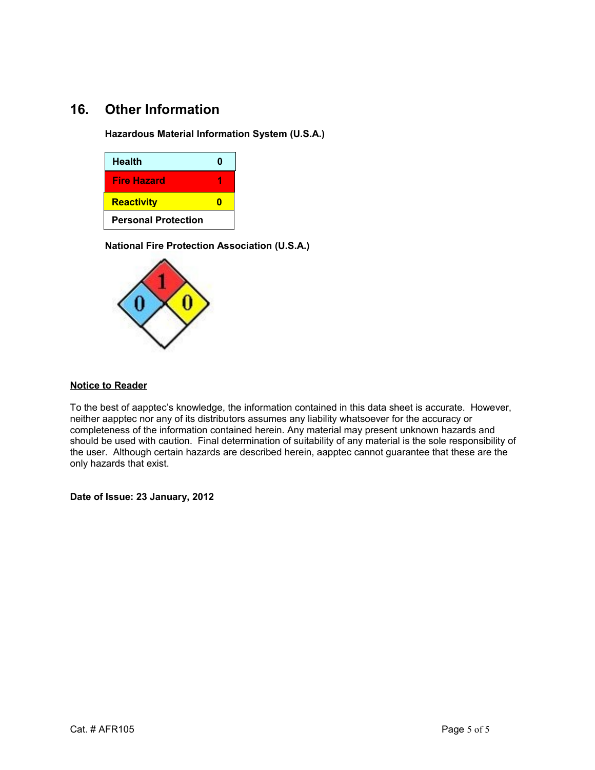## 16. Other Information

**Hazardous Material Information System (U.S.A.)**

| | |
|---|---|
| **Health** | **0** |
| **Fire Hazard** | **1** |
| **Reactivity** | **0** |
| **Personal Protection** | |

**National Fire Protection Association (U.S.A.)**

1

0

0

**Notice to Reader**

To the best of aapptec's knowledge, the information contained in this data sheet is accurate. However, neither aapptec nor any of its distributors assumes any liability whatsoever for the accuracy or completeness of the information contained herein. Any material may present unknown hazards and should be used with caution. Final determination of suitability of any material is the sole responsibility of the user. Although certain hazards are described herein, aapptec cannot guarantee that these are the only hazards that exist.

**Date of Issue: 23 January, 2012**

Cat. # AFR105